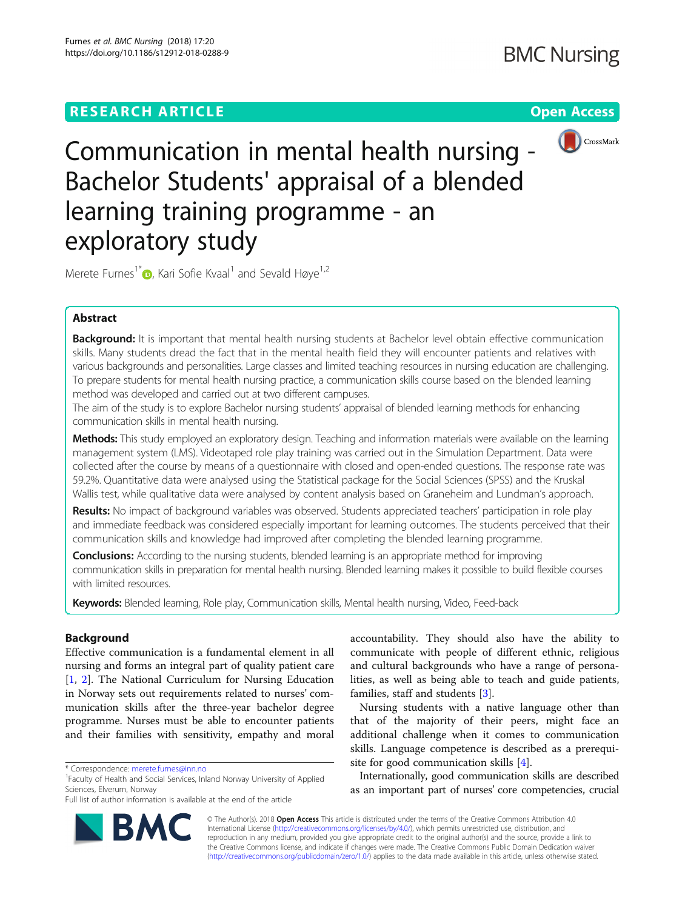**RESEARCH ARTICLE** **Open Access**

# Communication in mental health nursing - Bachelor Students' appraisal of a blended learning training programme - an exploratory study

Merete Furnes[1*], Kari Sofie Kvaal[1] and Sevald Høye[1,2]

## Abstract

**Background:** It is important that mental health nursing students at Bachelor level obtain effective communication skills. Many students dread the fact that in the mental health field they will encounter patients and relatives with various backgrounds and personalities. Large classes and limited teaching resources in nursing education are challenging. To prepare students for mental health nursing practice, a communication skills course based on the blended learning method was developed and carried out at two different campuses.

The aim of the study is to explore Bachelor nursing students' appraisal of blended learning methods for enhancing communication skills in mental health nursing.

**Methods:** This study employed an exploratory design. Teaching and information materials were available on the learning management system (LMS). Videotaped role play training was carried out in the Simulation Department. Data were collected after the course by means of a questionnaire with closed and open-ended questions. The response rate was 59.2%. Quantitative data were analysed using the Statistical package for the Social Sciences (SPSS) and the Kruskal Wallis test, while qualitative data were analysed by content analysis based on Graneheim and Lundman's approach.

**Results:** No impact of background variables was observed. Students appreciated teachers' participation in role play and immediate feedback was considered especially important for learning outcomes. The students perceived that their communication skills and knowledge had improved after completing the blended learning programme.

**Conclusions:** According to the nursing students, blended learning is an appropriate method for improving communication skills in preparation for mental health nursing. Blended learning makes it possible to build flexible courses with limited resources.

**Keywords:** Blended learning, Role play, Communication skills, Mental health nursing, Video, Feed-back

## Background

Effective communication is a fundamental element in all nursing and forms an integral part of quality patient care [1, 2]. The National Curriculum for Nursing Education in Norway sets out requirements related to nurses' communication skills after the three-year bachelor degree programme. Nurses must be able to encounter patients and their families with sensitivity, empathy and moral accountability. They should also have the ability to communicate with people of different ethnic, religious and cultural backgrounds who have a range of personalities, as well as being able to teach and guide patients, families, staff and students [3].

Nursing students with a native language other than that of the majority of their peers, might face an additional challenge when it comes to communication skills. Language competence is described as a prerequisite for good communication skills [4].

Internationally, good communication skills are described as an important part of nurses' core competencies, crucial

* Correspondence: merete.furnes@inn.no

[1]Faculty of Health and Social Services, Inland Norway University of Applied Sciences, Elverum, Norway

Full list of author information is available at the end of the article

© The Author(s). 2018 **Open Access** This article is distributed under the terms of the Creative Commons Attribution 4.0 International License (http://creativecommons.org/licenses/by/4.0/), which permits unrestricted use, distribution, and reproduction in any medium, provided you give appropriate credit to the original author(s) and the source, provide a link to the Creative Commons license, and indicate if changes were made. The Creative Commons Public Domain Dedication waiver (http://creativecommons.org/publicdomain/zero/1.0/) applies to the data made available in this article, unless otherwise stated.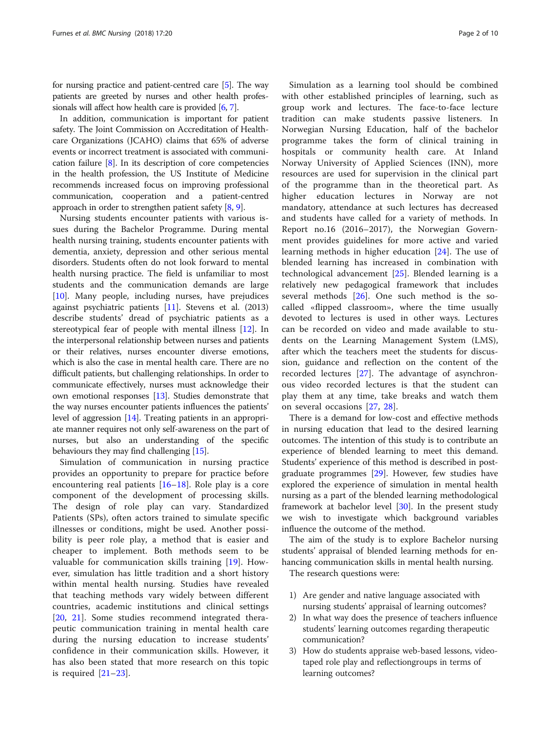for nursing practice and patient-centred care [5]. The way patients are greeted by nurses and other health professionals will affect how health care is provided [6, 7].

In addition, communication is important for patient safety. The Joint Commission on Accreditation of Healthcare Organizations (JCAHO) claims that 65% of adverse events or incorrect treatment is associated with communication failure [8]. In its description of core competencies in the health profession, the US Institute of Medicine recommends increased focus on improving professional communication, cooperation and a patient-centred approach in order to strengthen patient safety [8, 9].

Nursing students encounter patients with various issues during the Bachelor Programme. During mental health nursing training, students encounter patients with dementia, anxiety, depression and other serious mental disorders. Students often do not look forward to mental health nursing practice. The field is unfamiliar to most students and the communication demands are large [10]. Many people, including nurses, have prejudices against psychiatric patients [11]. Stevens et al. (2013) describe students' dread of psychiatric patients as a stereotypical fear of people with mental illness [12]. In the interpersonal relationship between nurses and patients or their relatives, nurses encounter diverse emotions, which is also the case in mental health care. There are no difficult patients, but challenging relationships. In order to communicate effectively, nurses must acknowledge their own emotional responses [13]. Studies demonstrate that the way nurses encounter patients influences the patients' level of aggression [14]. Treating patients in an appropriate manner requires not only self-awareness on the part of nurses, but also an understanding of the specific behaviours they may find challenging [15].

Simulation of communication in nursing practice provides an opportunity to prepare for practice before encountering real patients [16–18]. Role play is a core component of the development of processing skills. The design of role play can vary. Standardized Patients (SPs), often actors trained to simulate specific illnesses or conditions, might be used. Another possibility is peer role play, a method that is easier and cheaper to implement. Both methods seem to be valuable for communication skills training [19]. However, simulation has little tradition and a short history within mental health nursing. Studies have revealed that teaching methods vary widely between different countries, academic institutions and clinical settings [20, 21]. Some studies recommend integrated therapeutic communication training in mental health care during the nursing education to increase students' confidence in their communication skills. However, it has also been stated that more research on this topic is required [21–23].

Simulation as a learning tool should be combined with other established principles of learning, such as group work and lectures. The face-to-face lecture tradition can make students passive listeners. In Norwegian Nursing Education, half of the bachelor programme takes the form of clinical training in hospitals or community health care. At Inland Norway University of Applied Sciences (INN), more resources are used for supervision in the clinical part of the programme than in the theoretical part. As higher education lectures in Norway are not mandatory, attendance at such lectures has decreased and students have called for a variety of methods. In Report no.16 (2016–2017), the Norwegian Government provides guidelines for more active and varied learning methods in higher education [24]. The use of blended learning has increased in combination with technological advancement [25]. Blended learning is a relatively new pedagogical framework that includes several methods [26]. One such method is the so-called «flipped classroom», where the time usually devoted to lectures is used in other ways. Lectures can be recorded on video and made available to students on the Learning Management System (LMS), after which the teachers meet the students for discussion, guidance and reflection on the content of the recorded lectures [27]. The advantage of asynchronous video recorded lectures is that the student can play them at any time, take breaks and watch them on several occasions [27, 28].

There is a demand for low-cost and effective methods in nursing education that lead to the desired learning outcomes. The intention of this study is to contribute an experience of blended learning to meet this demand. Students' experience of this method is described in postgraduate programmes [29]. However, few studies have explored the experience of simulation in mental health nursing as a part of the blended learning methodological framework at bachelor level [30]. In the present study we wish to investigate which background variables influence the outcome of the method.

The aim of the study is to explore Bachelor nursing students' appraisal of blended learning methods for enhancing communication skills in mental health nursing.

The research questions were:

1) Are gender and native language associated with nursing students' appraisal of learning outcomes?
2) In what way does the presence of teachers influence students' learning outcomes regarding therapeutic communication?
3) How do students appraise web-based lessons, videotaped role play and reflectiongroups in terms of learning outcomes?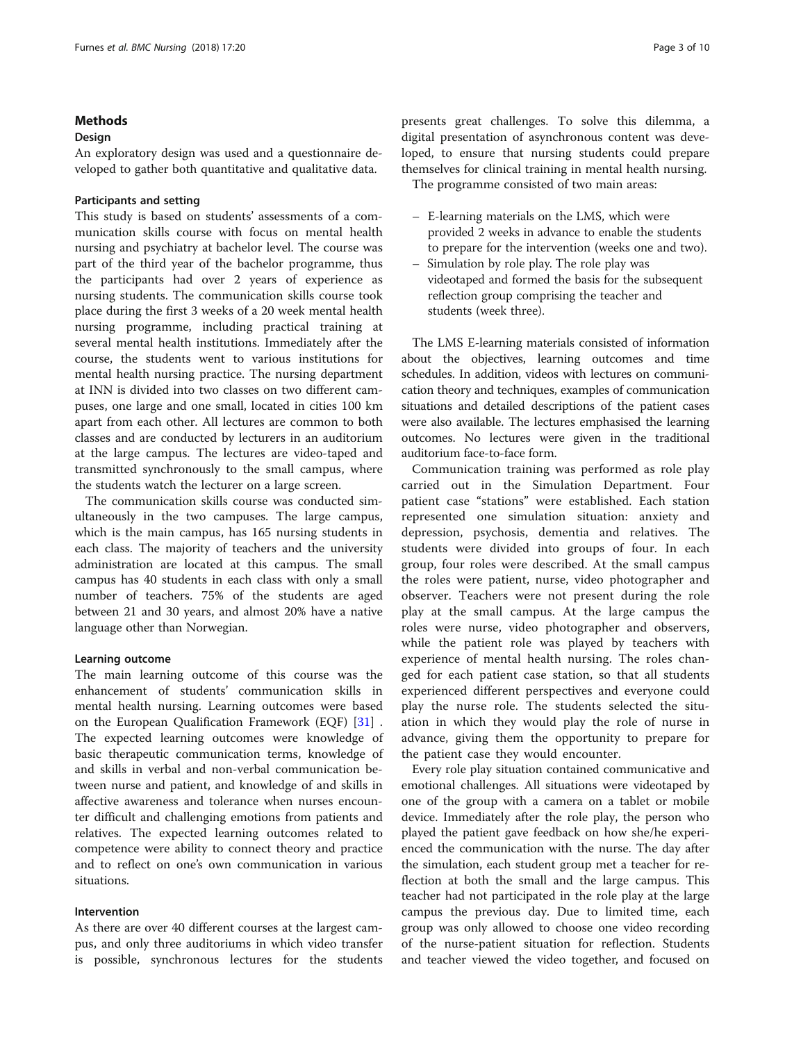## Methods

### Design

An exploratory design was used and a questionnaire developed to gather both quantitative and qualitative data.

### Participants and setting

This study is based on students' assessments of a communication skills course with focus on mental health nursing and psychiatry at bachelor level. The course was part of the third year of the bachelor programme, thus the participants had over 2 years of experience as nursing students. The communication skills course took place during the first 3 weeks of a 20 week mental health nursing programme, including practical training at several mental health institutions. Immediately after the course, the students went to various institutions for mental health nursing practice. The nursing department at INN is divided into two classes on two different campuses, one large and one small, located in cities 100 km apart from each other. All lectures are common to both classes and are conducted by lecturers in an auditorium at the large campus. The lectures are video-taped and transmitted synchronously to the small campus, where the students watch the lecturer on a large screen.

The communication skills course was conducted simultaneously in the two campuses. The large campus, which is the main campus, has 165 nursing students in each class. The majority of teachers and the university administration are located at this campus. The small campus has 40 students in each class with only a small number of teachers. 75% of the students are aged between 21 and 30 years, and almost 20% have a native language other than Norwegian.

### Learning outcome

The main learning outcome of this course was the enhancement of students' communication skills in mental health nursing. Learning outcomes were based on the European Qualification Framework (EQF) [31] . The expected learning outcomes were knowledge of basic therapeutic communication terms, knowledge of and skills in verbal and non-verbal communication between nurse and patient, and knowledge of and skills in affective awareness and tolerance when nurses encounter difficult and challenging emotions from patients and relatives. The expected learning outcomes related to competence were ability to connect theory and practice and to reflect on one's own communication in various situations.

### Intervention

As there are over 40 different courses at the largest campus, and only three auditoriums in which video transfer is possible, synchronous lectures for the students presents great challenges. To solve this dilemma, a digital presentation of asynchronous content was developed, to ensure that nursing students could prepare themselves for clinical training in mental health nursing.

The programme consisted of two main areas:

- E-learning materials on the LMS, which were provided 2 weeks in advance to enable the students to prepare for the intervention (weeks one and two).
- Simulation by role play. The role play was videotaped and formed the basis for the subsequent reflection group comprising the teacher and students (week three).

The LMS E-learning materials consisted of information about the objectives, learning outcomes and time schedules. In addition, videos with lectures on communication theory and techniques, examples of communication situations and detailed descriptions of the patient cases were also available. The lectures emphasised the learning outcomes. No lectures were given in the traditional auditorium face-to-face form.

Communication training was performed as role play carried out in the Simulation Department. Four patient case "stations" were established. Each station represented one simulation situation: anxiety and depression, psychosis, dementia and relatives. The students were divided into groups of four. In each group, four roles were described. At the small campus the roles were patient, nurse, video photographer and observer. Teachers were not present during the role play at the small campus. At the large campus the roles were nurse, video photographer and observers, while the patient role was played by teachers with experience of mental health nursing. The roles changed for each patient case station, so that all students experienced different perspectives and everyone could play the nurse role. The students selected the situation in which they would play the role of nurse in advance, giving them the opportunity to prepare for the patient case they would encounter.

Every role play situation contained communicative and emotional challenges. All situations were videotaped by one of the group with a camera on a tablet or mobile device. Immediately after the role play, the person who played the patient gave feedback on how she/he experienced the communication with the nurse. The day after the simulation, each student group met a teacher for reflection at both the small and the large campus. This teacher had not participated in the role play at the large campus the previous day. Due to limited time, each group was only allowed to choose one video recording of the nurse-patient situation for reflection. Students and teacher viewed the video together, and focused on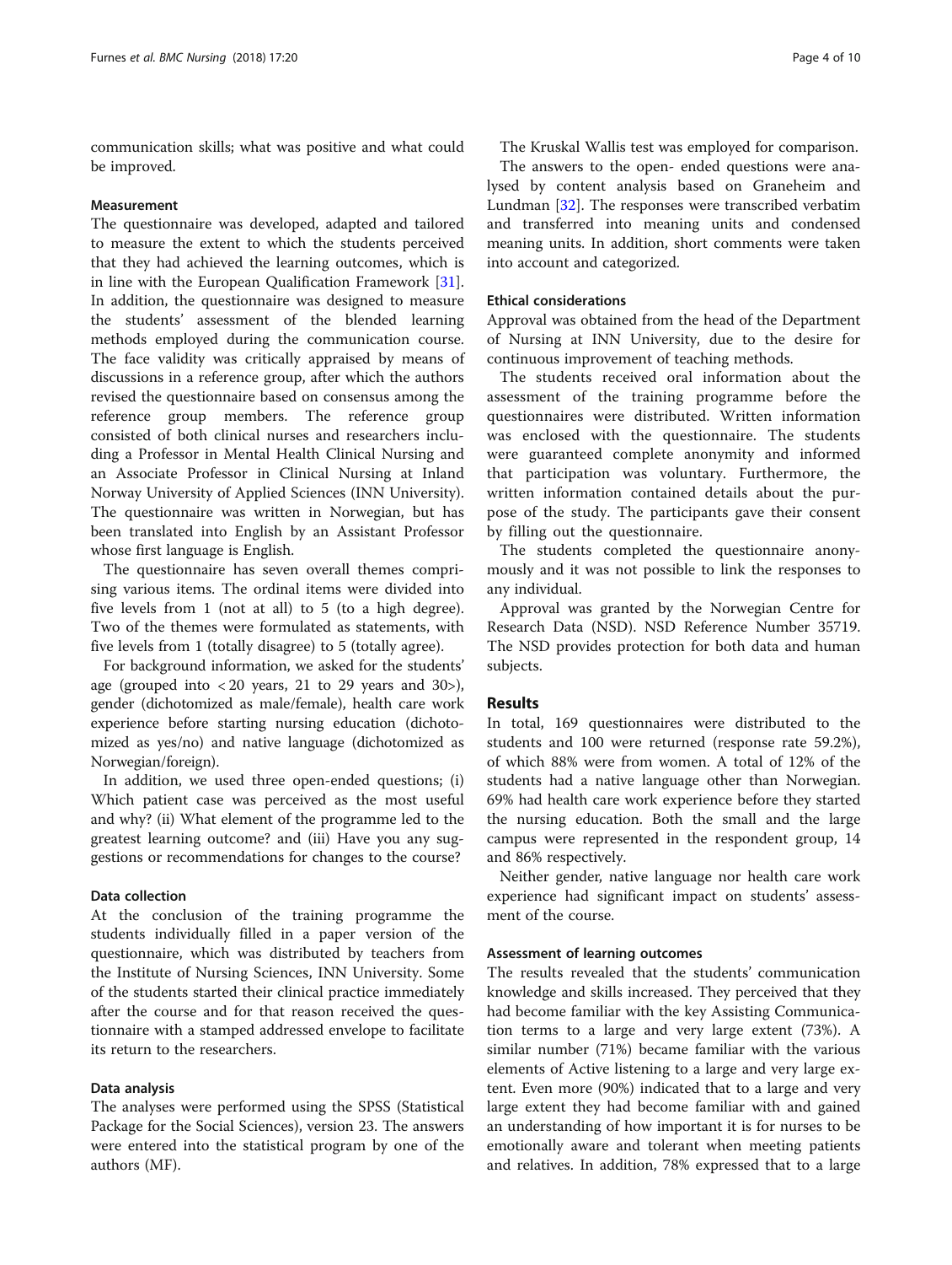communication skills; what was positive and what could be improved.

### Measurement

The questionnaire was developed, adapted and tailored to measure the extent to which the students perceived that they had achieved the learning outcomes, which is in line with the European Qualification Framework [31]. In addition, the questionnaire was designed to measure the students' assessment of the blended learning methods employed during the communication course. The face validity was critically appraised by means of discussions in a reference group, after which the authors revised the questionnaire based on consensus among the reference group members. The reference group consisted of both clinical nurses and researchers including a Professor in Mental Health Clinical Nursing and an Associate Professor in Clinical Nursing at Inland Norway University of Applied Sciences (INN University). The questionnaire was written in Norwegian, but has been translated into English by an Assistant Professor whose first language is English.

The questionnaire has seven overall themes comprising various items. The ordinal items were divided into five levels from 1 (not at all) to 5 (to a high degree). Two of the themes were formulated as statements, with five levels from 1 (totally disagree) to 5 (totally agree).

For background information, we asked for the students' age (grouped into < 20 years, 21 to 29 years and 30>), gender (dichotomized as male/female), health care work experience before starting nursing education (dichotomized as yes/no) and native language (dichotomized as Norwegian/foreign).

In addition, we used three open-ended questions; (i) Which patient case was perceived as the most useful and why? (ii) What element of the programme led to the greatest learning outcome? and (iii) Have you any suggestions or recommendations for changes to the course?

### Data collection

At the conclusion of the training programme the students individually filled in a paper version of the questionnaire, which was distributed by teachers from the Institute of Nursing Sciences, INN University. Some of the students started their clinical practice immediately after the course and for that reason received the questionnaire with a stamped addressed envelope to facilitate its return to the researchers.

### Data analysis

The analyses were performed using the SPSS (Statistical Package for the Social Sciences), version 23. The answers were entered into the statistical program by one of the authors (MF).

The Kruskal Wallis test was employed for comparison.

The answers to the open- ended questions were analysed by content analysis based on Graneheim and Lundman [32]. The responses were transcribed verbatim and transferred into meaning units and condensed meaning units. In addition, short comments were taken into account and categorized.

### Ethical considerations

Approval was obtained from the head of the Department of Nursing at INN University, due to the desire for continuous improvement of teaching methods.

The students received oral information about the assessment of the training programme before the questionnaires were distributed. Written information was enclosed with the questionnaire. The students were guaranteed complete anonymity and informed that participation was voluntary. Furthermore, the written information contained details about the purpose of the study. The participants gave their consent by filling out the questionnaire.

The students completed the questionnaire anonymously and it was not possible to link the responses to any individual.

Approval was granted by the Norwegian Centre for Research Data (NSD). NSD Reference Number 35719. The NSD provides protection for both data and human subjects.

## Results

In total, 169 questionnaires were distributed to the students and 100 were returned (response rate 59.2%), of which 88% were from women. A total of 12% of the students had a native language other than Norwegian. 69% had health care work experience before they started the nursing education. Both the small and the large campus were represented in the respondent group, 14 and 86% respectively.

Neither gender, native language nor health care work experience had significant impact on students' assessment of the course.

### Assessment of learning outcomes

The results revealed that the students' communication knowledge and skills increased. They perceived that they had become familiar with the key Assisting Communication terms to a large and very large extent (73%). A similar number (71%) became familiar with the various elements of Active listening to a large and very large extent. Even more (90%) indicated that to a large and very large extent they had become familiar with and gained an understanding of how important it is for nurses to be emotionally aware and tolerant when meeting patients and relatives. In addition, 78% expressed that to a large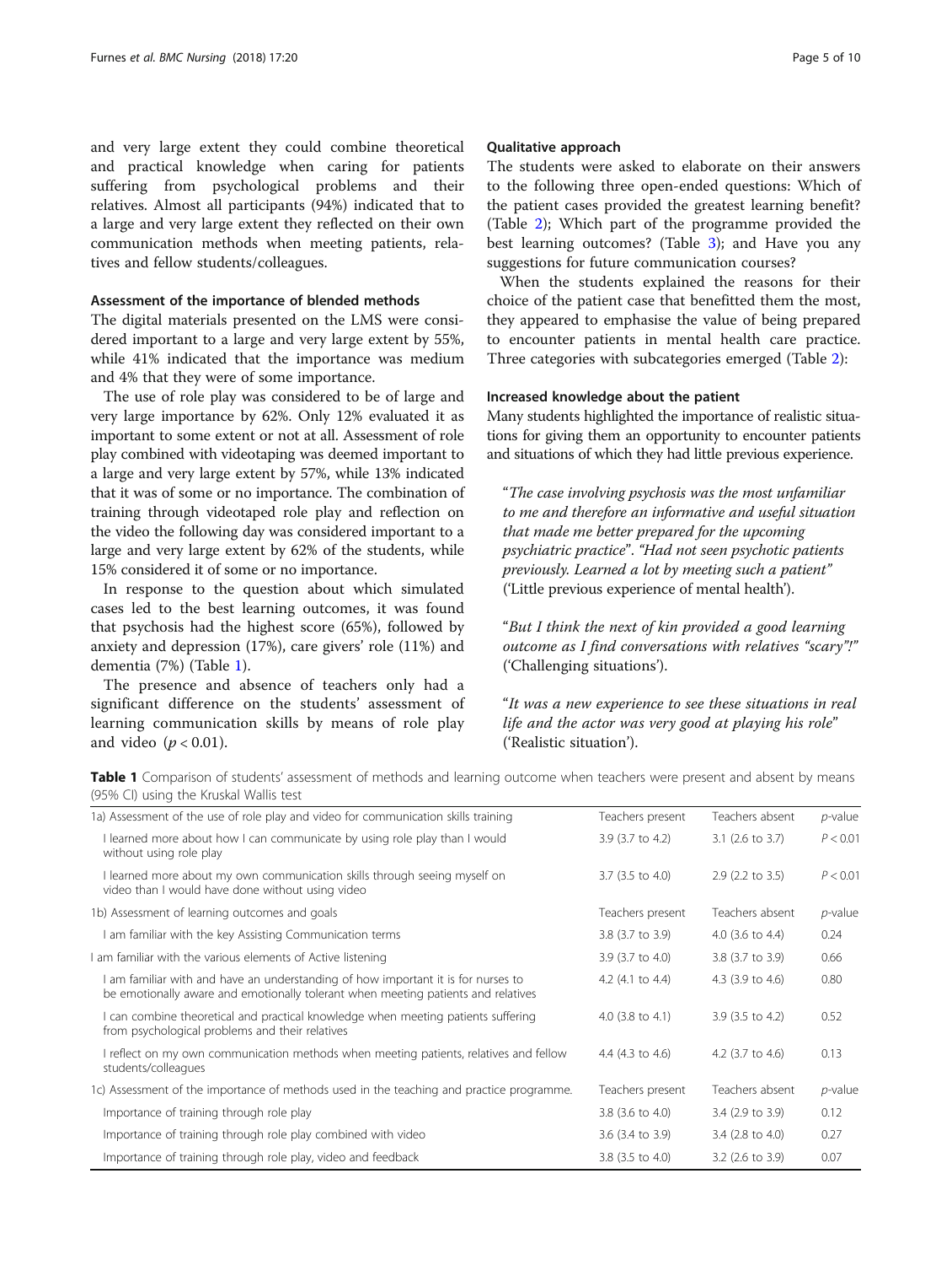and very large extent they could combine theoretical and practical knowledge when caring for patients suffering from psychological problems and their relatives. Almost all participants (94%) indicated that to a large and very large extent they reflected on their own communication methods when meeting patients, relatives and fellow students/colleagues.

### Assessment of the importance of blended methods

The digital materials presented on the LMS were considered important to a large and very large extent by 55%, while 41% indicated that the importance was medium and 4% that they were of some importance.

The use of role play was considered to be of large and very large importance by 62%. Only 12% evaluated it as important to some extent or not at all. Assessment of role play combined with videotaping was deemed important to a large and very large extent by 57%, while 13% indicated that it was of some or no importance. The combination of training through videotaped role play and reflection on the video the following day was considered important to a large and very large extent by 62% of the students, while 15% considered it of some or no importance.

In response to the question about which simulated cases led to the best learning outcomes, it was found that psychosis had the highest score (65%), followed by anxiety and depression (17%), care givers' role (11%) and dementia (7%) (Table 1).

The presence and absence of teachers only had a significant difference on the students' assessment of learning communication skills by means of role play and video ($p < 0.01$).

### Qualitative approach

The students were asked to elaborate on their answers to the following three open-ended questions: Which of the patient cases provided the greatest learning benefit? (Table 2); Which part of the programme provided the best learning outcomes? (Table 3); and Have you any suggestions for future communication courses?

When the students explained the reasons for their choice of the patient case that benefitted them the most, they appeared to emphasise the value of being prepared to encounter patients in mental health care practice. Three categories with subcategories emerged (Table 2):

### Increased knowledge about the patient

Many students highlighted the importance of realistic situations for giving them an opportunity to encounter patients and situations of which they had little previous experience.

> "*The case involving psychosis was the most unfamiliar to me and therefore an informative and useful situation that made me better prepared for the upcoming psychiatric practice*". "*Had not seen psychotic patients previously. Learned a lot by meeting such a patient*" ('Little previous experience of mental health').

> "*But I think the next of kin provided a good learning outcome as I find conversations with relatives "scary"!*" ('Challenging situations').

> "*It was a new experience to see these situations in real life and the actor was very good at playing his role*" ('Realistic situation').

**Table 1** Comparison of students' assessment of methods and learning outcome when teachers were present and absent by means (95% CI) using the Kruskal Wallis test

| 1a) Assessment of the use of role play and video for communication skills training | Teachers present | Teachers absent | *p*-value |
|---|---|---|---|
| I learned more about how I can communicate by using role play than I would without using role play | 3.9 (3.7 to 4.2) | 3.1 (2.6 to 3.7) | $P < 0.01$ |
| I learned more about my own communication skills through seeing myself on video than I would have done without using video | 3.7 (3.5 to 4.0) | 2.9 (2.2 to 3.5) | $P < 0.01$ |
| **1b) Assessment of learning outcomes and goals** | **Teachers present** | **Teachers absent** | ***p*-value** |
| I am familiar with the key Assisting Communication terms | 3.8 (3.7 to 3.9) | 4.0 (3.6 to 4.4) | 0.24 |
| I am familiar with the various elements of Active listening | 3.9 (3.7 to 4.0) | 3.8 (3.7 to 3.9) | 0.66 |
| I am familiar with and have an understanding of how important it is for nurses to be emotionally aware and emotionally tolerant when meeting patients and relatives | 4.2 (4.1 to 4.4) | 4.3 (3.9 to 4.6) | 0.80 |
| I can combine theoretical and practical knowledge when meeting patients suffering from psychological problems and their relatives | 4.0 (3.8 to 4.1) | 3.9 (3.5 to 4.2) | 0.52 |
| I reflect on my own communication methods when meeting patients, relatives and fellow students/colleagues | 4.4 (4.3 to 4.6) | 4.2 (3.7 to 4.6) | 0.13 |
| **1c) Assessment of the importance of methods used in the teaching and practice programme.** | **Teachers present** | **Teachers absent** | ***p*-value** |
| Importance of training through role play | 3.8 (3.6 to 4.0) | 3.4 (2.9 to 3.9) | 0.12 |
| Importance of training through role play combined with video | 3.6 (3.4 to 3.9) | 3.4 (2.8 to 4.0) | 0.27 |
| Importance of training through role play, video and feedback | 3.8 (3.5 to 4.0) | 3.2 (2.6 to 3.9) | 0.07 |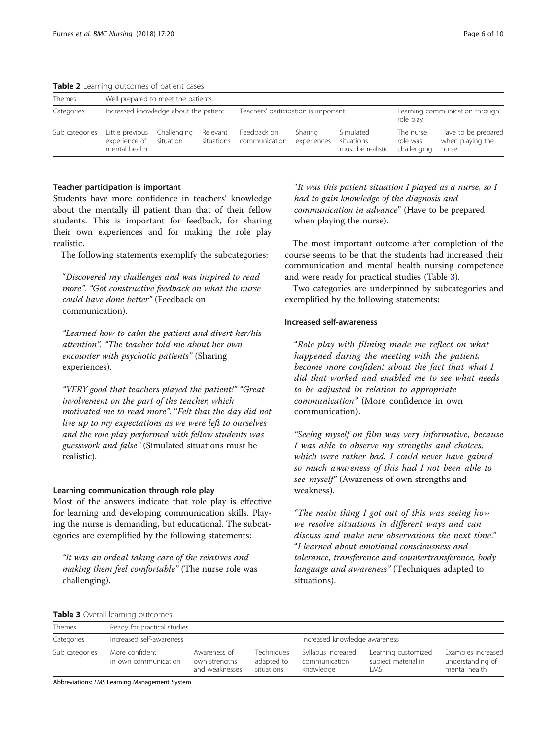**Table 2** Learning outcomes of patient cases

| Themes | Well prepared to meet the patients | | | | | | | |
|---|---|---|---|---|---|---|---|---|
| Categories | Increased knowledge about the patient | | | Teachers' participation is important | | | Learning communication through role play | |
| Sub categories | Little previous experience of mental health | Challenging situation | Relevant situations | Feedback on communication | Sharing experiences | Simulated situations must be realistic | The nurse role was challenging | Have to be prepared when playing the nurse |

### Teacher participation is important

Students have more confidence in teachers' knowledge about the mentally ill patient than that of their fellow students. This is important for feedback, for sharing their own experiences and for making the role play realistic.

The following statements exemplify the subcategories:

> "*Discovered my challenges and was inspired to read more*". "*Got constructive feedback on what the nurse could have done better*" (Feedback on communication).

> *"Learned how to calm the patient and divert her/his attention". "The teacher told me about her own encounter with psychotic patients"* (Sharing experiences).

> *"VERY good that teachers played the patient!" "Great involvement on the part of the teacher, which motivated me to read more". "Felt that the day did not live up to my expectations as we were left to ourselves and the role play performed with fellow students was guesswork and false"* (Simulated situations must be realistic).

### Learning communication through role play

Most of the answers indicate that role play is effective for learning and developing communication skills. Playing the nurse is demanding, but educational. The subcategories are exemplified by the following statements:

> *"It was an ordeal taking care of the relatives and making them feel comfortable"* (The nurse role was challenging).

> "*It was this patient situation I played as a nurse, so I had to gain knowledge of the diagnosis and communication in advance*" (Have to be prepared when playing the nurse).

The most important outcome after completion of the course seems to be that the students had increased their communication and mental health nursing competence and were ready for practical studies (Table 3).

Two categories are underpinned by subcategories and exemplified by the following statements:

### Increased self-awareness

> "*Role play with filming made me reflect on what happened during the meeting with the patient, become more confident about the fact that what I did that worked and enabled me to see what needs to be adjusted in relation to appropriate communication"* (More confidence in own communication).

> *"Seeing myself on film was very informative, because I was able to observe my strengths and choices, which were rather bad. I could never have gained so much awareness of this had I not been able to see myself*" (Awareness of own strengths and weakness).

> *"The main thing I got out of this was seeing how we resolve situations in different ways and can discuss and make new observations the next time.*" "*I learned about emotional consciousness and tolerance, transference and countertransference, body language and awareness"* (Techniques adapted to situations).

**Table 3** Overall learning outcomes

| Themes | Ready for practical studies | | | | | |
|---|---|---|---|---|---|---|
| Categories | Increased self-awareness | | | Increased knowledge awareness | | |
| Sub categories | More confident in own communication | Awareness of own strengths and weaknesses | Techniques adapted to situations | Syllabus increased communication knowledge | Learning customized subject material in LMS | Examples increased understanding of mental health |

Abbreviations: *LMS* Learning Management System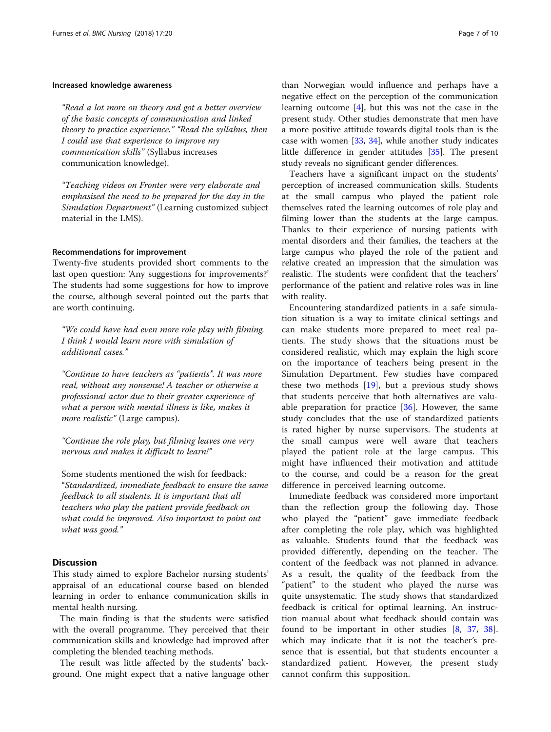#### Increased knowledge awareness

> *"Read a lot more on theory and got a better overview of the basic concepts of communication and linked theory to practice experience." "Read the syllabus, then I could use that experience to improve my communication skills"* (Syllabus increases communication knowledge).

> *"Teaching videos on Fronter were very elaborate and emphasised the need to be prepared for the day in the Simulation Department"* (Learning customized subject material in the LMS).

#### Recommendations for improvement

Twenty-five students provided short comments to the last open question: 'Any suggestions for improvements?' The students had some suggestions for how to improve the course, although several pointed out the parts that are worth continuing.

> *"We could have had even more role play with filming. I think I would learn more with simulation of additional cases."*

> *"Continue to have teachers as "patients". It was more real, without any nonsense! A teacher or otherwise a professional actor due to their greater experience of what a person with mental illness is like, makes it more realistic"* (Large campus).

> *"Continue the role play, but filming leaves one very nervous and makes it difficult to learn!"*

> Some students mentioned the wish for feedback: "*Standardized, immediate feedback to ensure the same feedback to all students. It is important that all teachers who play the patient provide feedback on what could be improved. Also important to point out what was good.*"

### Discussion

This study aimed to explore Bachelor nursing students' appraisal of an educational course based on blended learning in order to enhance communication skills in mental health nursing.

The main finding is that the students were satisfied with the overall programme. They perceived that their communication skills and knowledge had improved after completing the blended teaching methods.

The result was little affected by the students' background. One might expect that a native language other than Norwegian would influence and perhaps have a negative effect on the perception of the communication learning outcome [4], but this was not the case in the present study. Other studies demonstrate that men have a more positive attitude towards digital tools than is the case with women [33, 34], while another study indicates little difference in gender attitudes [35]. The present study reveals no significant gender differences.

Teachers have a significant impact on the students' perception of increased communication skills. Students at the small campus who played the patient role themselves rated the learning outcomes of role play and filming lower than the students at the large campus. Thanks to their experience of nursing patients with mental disorders and their families, the teachers at the large campus who played the role of the patient and relative created an impression that the simulation was realistic. The students were confident that the teachers' performance of the patient and relative roles was in line with reality.

Encountering standardized patients in a safe simulation situation is a way to imitate clinical settings and can make students more prepared to meet real patients. The study shows that the situations must be considered realistic, which may explain the high score on the importance of teachers being present in the Simulation Department. Few studies have compared these two methods [19], but a previous study shows that students perceive that both alternatives are valuable preparation for practice [36]. However, the same study concludes that the use of standardized patients is rated higher by nurse supervisors. The students at the small campus were well aware that teachers played the patient role at the large campus. This might have influenced their motivation and attitude to the course, and could be a reason for the great difference in perceived learning outcome.

Immediate feedback was considered more important than the reflection group the following day. Those who played the "patient" gave immediate feedback after completing the role play, which was highlighted as valuable. Students found that the feedback was provided differently, depending on the teacher. The content of the feedback was not planned in advance. As a result, the quality of the feedback from the "patient" to the student who played the nurse was quite unsystematic. The study shows that standardized feedback is critical for optimal learning. An instruction manual about what feedback should contain was found to be important in other studies [8, 37, 38]. which may indicate that it is not the teacher's presence that is essential, but that students encounter a standardized patient. However, the present study cannot confirm this supposition.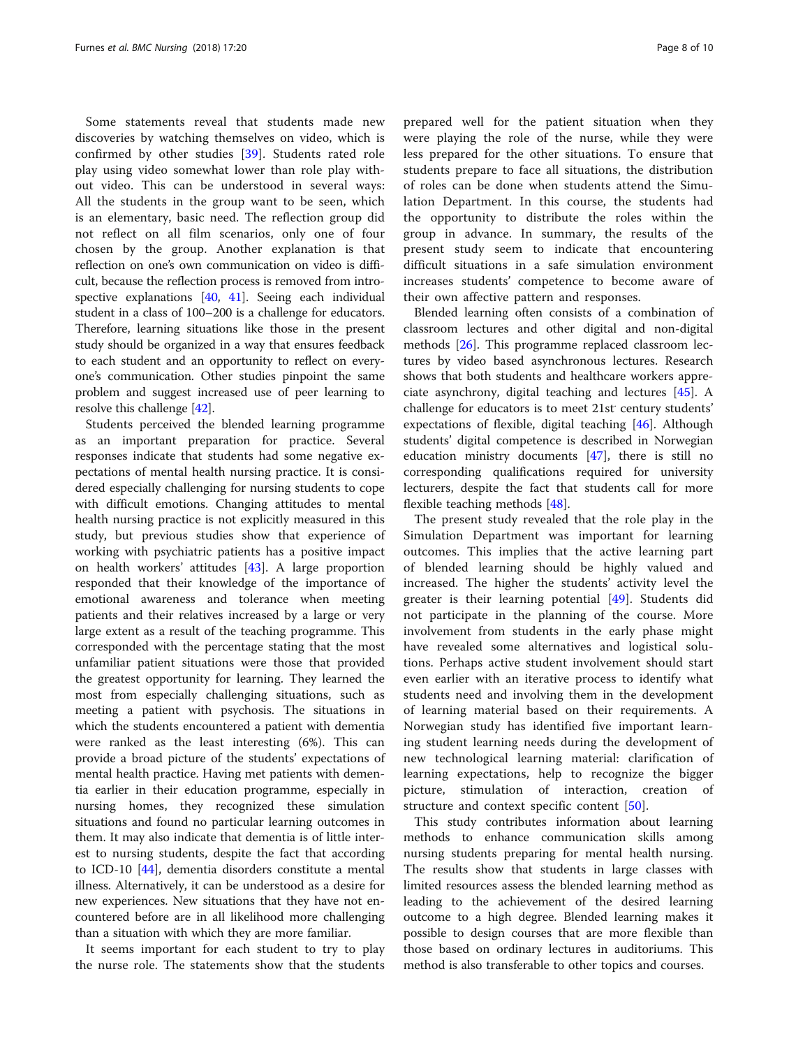Some statements reveal that students made new discoveries by watching themselves on video, which is confirmed by other studies [39]. Students rated role play using video somewhat lower than role play without video. This can be understood in several ways: All the students in the group want to be seen, which is an elementary, basic need. The reflection group did not reflect on all film scenarios, only one of four chosen by the group. Another explanation is that reflection on one's own communication on video is difficult, because the reflection process is removed from introspective explanations [40, 41]. Seeing each individual student in a class of 100–200 is a challenge for educators. Therefore, learning situations like those in the present study should be organized in a way that ensures feedback to each student and an opportunity to reflect on everyone's communication. Other studies pinpoint the same problem and suggest increased use of peer learning to resolve this challenge [42].

Students perceived the blended learning programme as an important preparation for practice. Several responses indicate that students had some negative expectations of mental health nursing practice. It is considered especially challenging for nursing students to cope with difficult emotions. Changing attitudes to mental health nursing practice is not explicitly measured in this study, but previous studies show that experience of working with psychiatric patients has a positive impact on health workers' attitudes [43]. A large proportion responded that their knowledge of the importance of emotional awareness and tolerance when meeting patients and their relatives increased by a large or very large extent as a result of the teaching programme. This corresponded with the percentage stating that the most unfamiliar patient situations were those that provided the greatest opportunity for learning. They learned the most from especially challenging situations, such as meeting a patient with psychosis. The situations in which the students encountered a patient with dementia were ranked as the least interesting (6%). This can provide a broad picture of the students' expectations of mental health practice. Having met patients with dementia earlier in their education programme, especially in nursing homes, they recognized these simulation situations and found no particular learning outcomes in them. It may also indicate that dementia is of little interest to nursing students, despite the fact that according to ICD-10 [44], dementia disorders constitute a mental illness. Alternatively, it can be understood as a desire for new experiences. New situations that they have not encountered before are in all likelihood more challenging than a situation with which they are more familiar.

It seems important for each student to try to play the nurse role. The statements show that the students prepared well for the patient situation when they were playing the role of the nurse, while they were less prepared for the other situations. To ensure that students prepare to face all situations, the distribution of roles can be done when students attend the Simulation Department. In this course, the students had the opportunity to distribute the roles within the group in advance. In summary, the results of the present study seem to indicate that encountering difficult situations in a safe simulation environment increases students' competence to become aware of their own affective pattern and responses.

Blended learning often consists of a combination of classroom lectures and other digital and non-digital methods [26]. This programme replaced classroom lectures by video based asynchronous lectures. Research shows that both students and healthcare workers appreciate asynchrony, digital teaching and lectures [45]. A challenge for educators is to meet 21st century students' expectations of flexible, digital teaching [46]. Although students' digital competence is described in Norwegian education ministry documents [47], there is still no corresponding qualifications required for university lecturers, despite the fact that students call for more flexible teaching methods [48].

The present study revealed that the role play in the Simulation Department was important for learning outcomes. This implies that the active learning part of blended learning should be highly valued and increased. The higher the students' activity level the greater is their learning potential [49]. Students did not participate in the planning of the course. More involvement from students in the early phase might have revealed some alternatives and logistical solutions. Perhaps active student involvement should start even earlier with an iterative process to identify what students need and involving them in the development of learning material based on their requirements. A Norwegian study has identified five important learning student learning needs during the development of new technological learning material: clarification of learning expectations, help to recognize the bigger picture, stimulation of interaction, creation of structure and context specific content [50].

This study contributes information about learning methods to enhance communication skills among nursing students preparing for mental health nursing. The results show that students in large classes with limited resources assess the blended learning method as leading to the achievement of the desired learning outcome to a high degree. Blended learning makes it possible to design courses that are more flexible than those based on ordinary lectures in auditoriums. This method is also transferable to other topics and courses.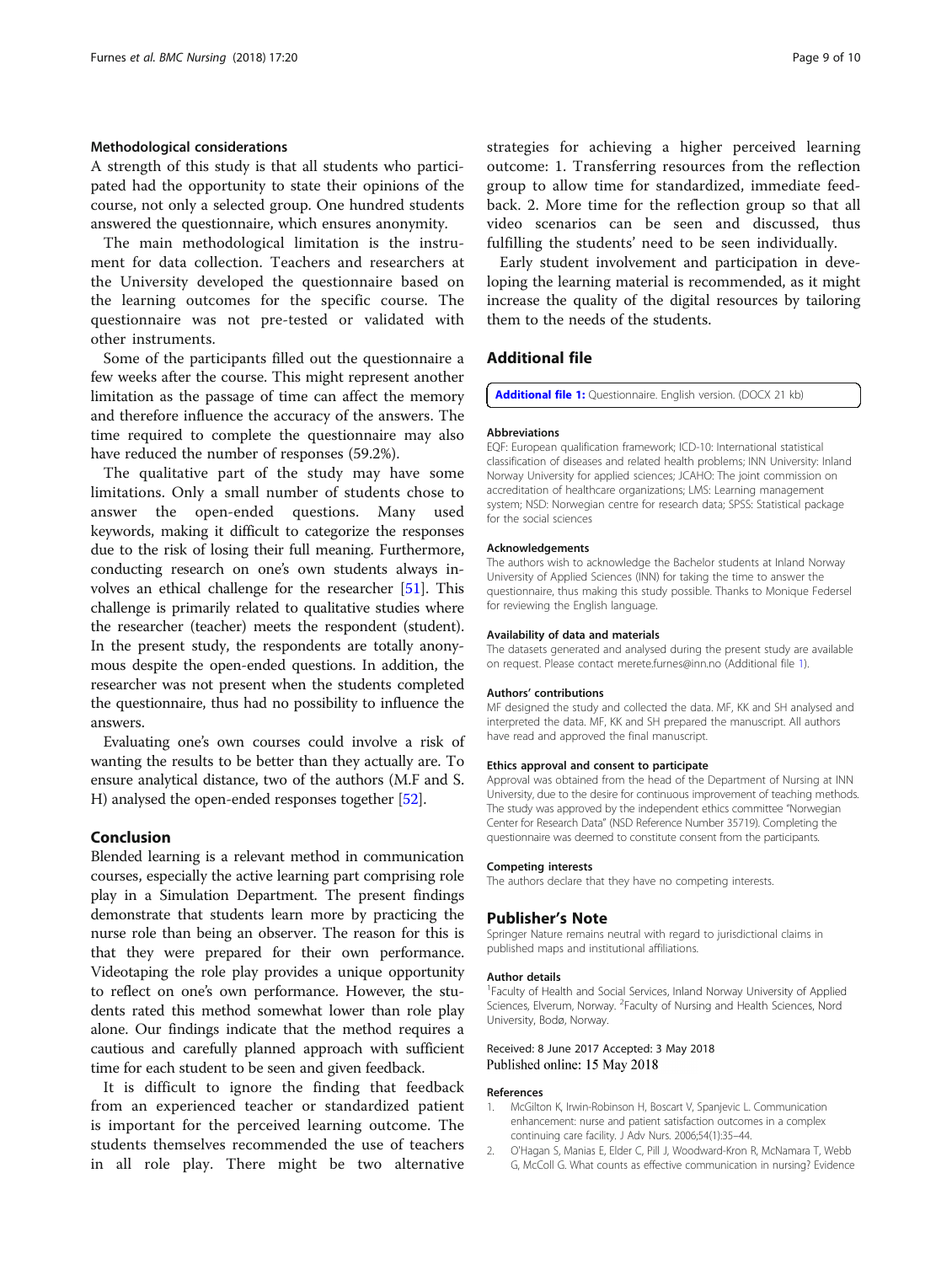### Methodological considerations

A strength of this study is that all students who participated had the opportunity to state their opinions of the course, not only a selected group. One hundred students answered the questionnaire, which ensures anonymity.

The main methodological limitation is the instrument for data collection. Teachers and researchers at the University developed the questionnaire based on the learning outcomes for the specific course. The questionnaire was not pre-tested or validated with other instruments.

Some of the participants filled out the questionnaire a few weeks after the course. This might represent another limitation as the passage of time can affect the memory and therefore influence the accuracy of the answers. The time required to complete the questionnaire may also have reduced the number of responses (59.2%).

The qualitative part of the study may have some limitations. Only a small number of students chose to answer the open-ended questions. Many used keywords, making it difficult to categorize the responses due to the risk of losing their full meaning. Furthermore, conducting research on one's own students always involves an ethical challenge for the researcher [51]. This challenge is primarily related to qualitative studies where the researcher (teacher) meets the respondent (student). In the present study, the respondents are totally anonymous despite the open-ended questions. In addition, the researcher was not present when the students completed the questionnaire, thus had no possibility to influence the answers.

Evaluating one's own courses could involve a risk of wanting the results to be better than they actually are. To ensure analytical distance, two of the authors (M.F and S. H) analysed the open-ended responses together [52].

## Conclusion

Blended learning is a relevant method in communication courses, especially the active learning part comprising role play in a Simulation Department. The present findings demonstrate that students learn more by practicing the nurse role than being an observer. The reason for this is that they were prepared for their own performance. Videotaping the role play provides a unique opportunity to reflect on one's own performance. However, the students rated this method somewhat lower than role play alone. Our findings indicate that the method requires a cautious and carefully planned approach with sufficient time for each student to be seen and given feedback.

It is difficult to ignore the finding that feedback from an experienced teacher or standardized patient is important for the perceived learning outcome. The students themselves recommended the use of teachers in all role play. There might be two alternative strategies for achieving a higher perceived learning outcome: 1. Transferring resources from the reflection group to allow time for standardized, immediate feedback. 2. More time for the reflection group so that all video scenarios can be seen and discussed, thus fulfilling the students' need to be seen individually.

Early student involvement and participation in developing the learning material is recommended, as it might increase the quality of the digital resources by tailoring them to the needs of the students.

## Additional file

**Additional file 1:** Questionnaire. English version. (DOCX 21 kb)

#### Abbreviations

EQF: European qualification framework; ICD-10: International statistical classification of diseases and related health problems; INN University: Inland Norway University for applied sciences; JCAHO: The joint commission on accreditation of healthcare organizations; LMS: Learning management system; NSD: Norwegian centre for research data; SPSS: Statistical package for the social sciences

#### Acknowledgements

The authors wish to acknowledge the Bachelor students at Inland Norway University of Applied Sciences (INN) for taking the time to answer the questionnaire, thus making this study possible. Thanks to Monique Federsel for reviewing the English language.

#### Availability of data and materials

The datasets generated and analysed during the present study are available on request. Please contact merete.furnes@inn.no (Additional file 1).

#### Authors' contributions

MF designed the study and collected the data. MF, KK and SH analysed and interpreted the data. MF, KK and SH prepared the manuscript. All authors have read and approved the final manuscript.

#### Ethics approval and consent to participate

Approval was obtained from the head of the Department of Nursing at INN University, due to the desire for continuous improvement of teaching methods. The study was approved by the independent ethics committee "Norwegian Center for Research Data" (NSD Reference Number 35719). Completing the questionnaire was deemed to constitute consent from the participants.

#### Competing interests

The authors declare that they have no competing interests.

## Publisher's Note

Springer Nature remains neutral with regard to jurisdictional claims in published maps and institutional affiliations.

#### Author details

[1]Faculty of Health and Social Services, Inland Norway University of Applied Sciences, Elverum, Norway. [2]Faculty of Nursing and Health Sciences, Nord University, Bodø, Norway.

Received: 8 June 2017 Accepted: 3 May 2018
Published online: 15 May 2018

#### References

1. McGilton K, Irwin-Robinson H, Boscart V, Spanjevic L. Communication enhancement: nurse and patient satisfaction outcomes in a complex continuing care facility. J Adv Nurs. 2006;54(1):35–44.
2. O'Hagan S, Manias E, Elder C, Pill J, Woodward-Kron R, McNamara T, Webb G, McColl G. What counts as effective communication in nursing? Evidence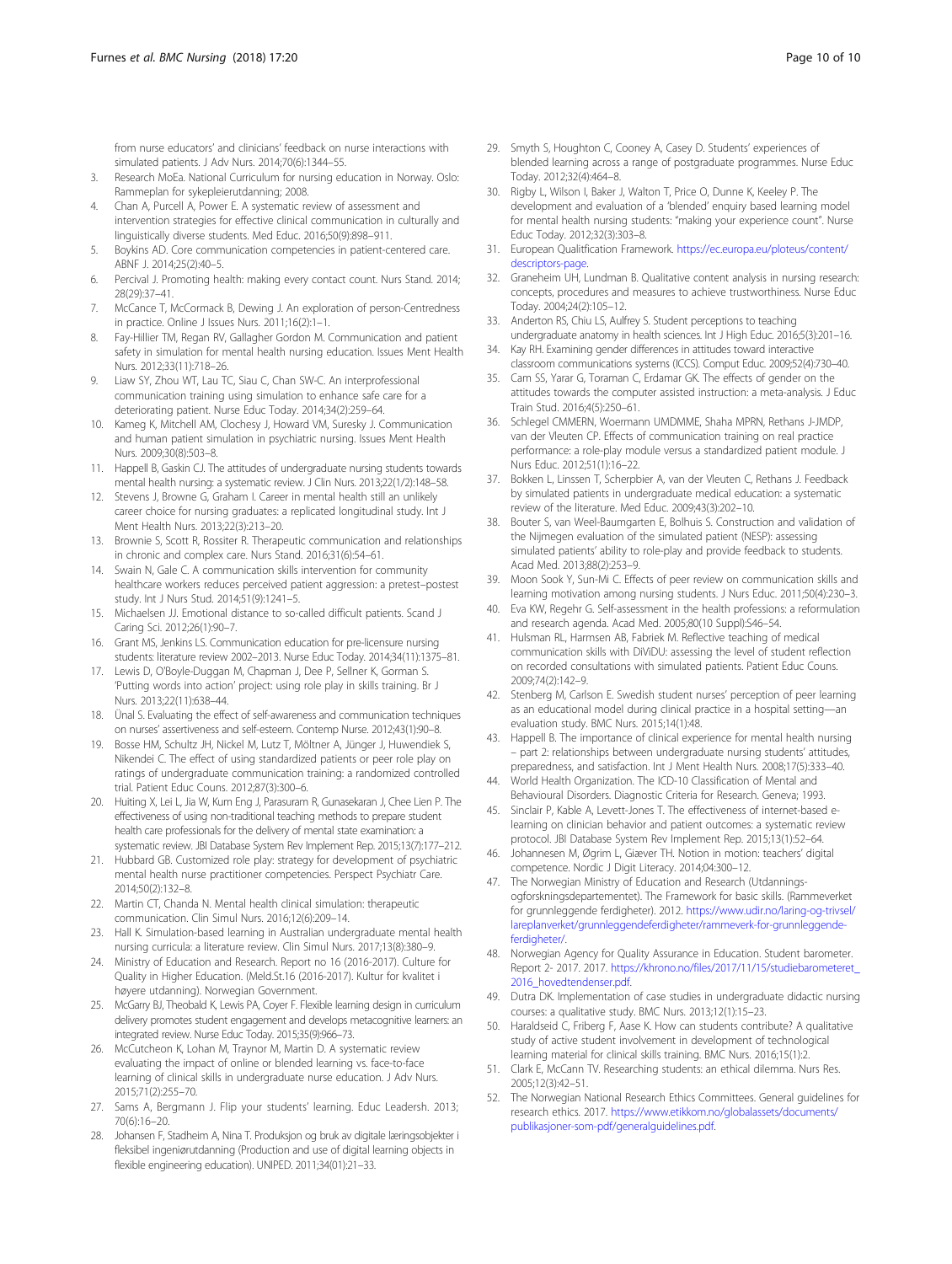from nurse educators' and clinicians' feedback on nurse interactions with simulated patients. J Adv Nurs. 2014;70(6):1344–55.

3. Research MoEa. National Curriculum for nursing education in Norway. Oslo: Rammeplan for sykepleierutdanning; 2008.
4. Chan A, Purcell A, Power E. A systematic review of assessment and intervention strategies for effective clinical communication in culturally and linguistically diverse students. Med Educ. 2016;50(9):898–911.
5. Boykins AD. Core communication competencies in patient-centered care. ABNF J. 2014;25(2):40–5.
6. Percival J. Promoting health: making every contact count. Nurs Stand. 2014; 28(29):37–41.
7. McCance T, McCormack B, Dewing J. An exploration of person-Centredness in practice. Online J Issues Nurs. 2011;16(2):1–1.
8. Fay-Hillier TM, Regan RV, Gallagher Gordon M. Communication and patient safety in simulation for mental health nursing education. Issues Ment Health Nurs. 2012;33(11):718–26.
9. Liaw SY, Zhou WT, Lau TC, Siau C, Chan SW-C. An interprofessional communication training using simulation to enhance safe care for a deteriorating patient. Nurse Educ Today. 2014;34(2):259–64.
10. Kameg K, Mitchell AM, Clochesy J, Howard VM, Suresky J. Communication and human patient simulation in psychiatric nursing. Issues Ment Health Nurs. 2009;30(8):503–8.
11. Happell B, Gaskin CJ. The attitudes of undergraduate nursing students towards mental health nursing: a systematic review. J Clin Nurs. 2013;22(1/2):148–58.
12. Stevens J, Browne G, Graham I. Career in mental health still an unlikely career choice for nursing graduates: a replicated longitudinal study. Int J Ment Health Nurs. 2013;22(3):213–20.
13. Brownie S, Scott R, Rossiter R. Therapeutic communication and relationships in chronic and complex care. Nurs Stand. 2016;31(6):54–61.
14. Swain N, Gale C. A communication skills intervention for community healthcare workers reduces perceived patient aggression: a pretest–postest study. Int J Nurs Stud. 2014;51(9):1241–5.
15. Michaelsen JJ. Emotional distance to so-called difficult patients. Scand J Caring Sci. 2012;26(1):90–7.
16. Grant MS, Jenkins LS. Communication education for pre-licensure nursing students: literature review 2002–2013. Nurse Educ Today. 2014;34(11):1375–81.
17. Lewis D, O'Boyle-Duggan M, Chapman J, Dee P, Sellner K, Gorman S. 'Putting words into action' project: using role play in skills training. Br J Nurs. 2013;22(11):638–44.
18. Ünal S. Evaluating the effect of self-awareness and communication techniques on nurses' assertiveness and self-esteem. Contemp Nurse. 2012;43(1):90–8.
19. Bosse HM, Schultz JH, Nickel M, Lutz T, Möltner A, Jünger J, Huwendiek S, Nikendei C. The effect of using standardized patients or peer role play on ratings of undergraduate communication training: a randomized controlled trial. Patient Educ Couns. 2012;87(3):300–6.
20. Huiting X, Lei L, Jia W, Kum Eng J, Parasuram R, Gunasekaran J, Chee Lien P. The effectiveness of using non-traditional teaching methods to prepare student health care professionals for the delivery of mental state examination: a systematic review. JBI Database System Rev Implement Rep. 2015;13(7):177–212.
21. Hubbard GB. Customized role play: strategy for development of psychiatric mental health nurse practitioner competencies. Perspect Psychiatr Care. 2014;50(2):132–8.
22. Martin CT, Chanda N. Mental health clinical simulation: therapeutic communication. Clin Simul Nurs. 2016;12(6):209–14.
23. Hall K. Simulation-based learning in Australian undergraduate mental health nursing curricula: a literature review. Clin Simul Nurs. 2017;13(8):380–9.
24. Ministry of Education and Research. Report no 16 (2016-2017). Culture for Quality in Higher Education. (Meld.St.16 (2016-2017). Kultur for kvalitet i høyere utdanning). Norwegian Government.
25. McGarry BJ, Theobald K, Lewis PA, Coyer F. Flexible learning design in curriculum delivery promotes student engagement and develops metacognitive learners: an integrated review. Nurse Educ Today. 2015;35(9):966–73.
26. McCutcheon K, Lohan M, Traynor M, Martin D. A systematic review evaluating the impact of online or blended learning vs. face-to-face learning of clinical skills in undergraduate nurse education. J Adv Nurs. 2015;71(2):255–70.
27. Sams A, Bergmann J. Flip your students' learning. Educ Leadersh. 2013; 70(6):16–20.
28. Johansen F, Stadheim A, Nina T. Produksjon og bruk av digitale læringsobjekter i fleksibel ingeniørutdanning (Production and use of digital learning objects in flexible engineering education). UNIPED. 2011;34(01):21–33.
29. Smyth S, Houghton C, Cooney A, Casey D. Students' experiences of blended learning across a range of postgraduate programmes. Nurse Educ Today. 2012;32(4):464–8.
30. Rigby L, Wilson I, Baker J, Walton T, Price O, Dunne K, Keeley P. The development and evaluation of a 'blended' enquiry based learning model for mental health nursing students: "making your experience count". Nurse Educ Today. 2012;32(3):303–8.
31. European Qualitfication Framework. https://ec.europa.eu/ploteus/content/descriptors-page.
32. Graneheim UH, Lundman B. Qualitative content analysis in nursing research: concepts, procedures and measures to achieve trustworthiness. Nurse Educ Today. 2004;24(2):105–12.
33. Anderton RS, Chiu LS, Aulfrey S. Student perceptions to teaching undergraduate anatomy in health sciences. Int J High Educ. 2016;5(3):201–16.
34. Kay RH. Examining gender differences in attitudes toward interactive classroom communications systems (ICCS). Comput Educ. 2009;52(4):730–40.
35. Cam SS, Yarar G, Toraman C, Erdamar GK. The effects of gender on the attitudes towards the computer assisted instruction: a meta-analysis. J Educ Train Stud. 2016;4(5):250–61.
36. Schlegel CMMERN, Woermann UMDMME, Shaha MPRN, Rethans J-JMDP, van der Vleuten CP. Effects of communication training on real practice performance: a role-play module versus a standardized patient module. J Nurs Educ. 2012;51(1):16–22.
37. Bokken L, Linssen T, Scherpbier A, van der Vleuten C, Rethans J. Feedback by simulated patients in undergraduate medical education: a systematic review of the literature. Med Educ. 2009;43(3):202–10.
38. Bouter S, van Weel-Baumgarten E, Bolhuis S. Construction and validation of the Nijmegen evaluation of the simulated patient (NESP): assessing simulated patients' ability to role-play and provide feedback to students. Acad Med. 2013;88(2):253–9.
39. Moon Sook Y, Sun-Mi C. Effects of peer review on communication skills and learning motivation among nursing students. J Nurs Educ. 2011;50(4):230–3.
40. Eva KW, Regehr G. Self-assessment in the health professions: a reformulation and research agenda. Acad Med. 2005;80(10 Suppl):S46–54.
41. Hulsman RL, Harmsen AB, Fabriek M. Reflective teaching of medical communication skills with DiViDU: assessing the level of student reflection on recorded consultations with simulated patients. Patient Educ Couns. 2009;74(2):142–9.
42. Stenberg M, Carlson E. Swedish student nurses' perception of peer learning as an educational model during clinical practice in a hospital setting—an evaluation study. BMC Nurs. 2015;14(1):48.
43. Happell B. The importance of clinical experience for mental health nursing – part 2: relationships between undergraduate nursing students' attitudes, preparedness, and satisfaction. Int J Ment Health Nurs. 2008;17(5):333–40.
44. World Health Organization. The ICD-10 Classification of Mental and Behavioural Disorders. Diagnostic Criteria for Research. Geneva; 1993.
45. Sinclair P, Kable A, Levett-Jones T. The effectiveness of internet-based e-learning on clinician behavior and patient outcomes: a systematic review protocol. JBI Database System Rev Implement Rep. 2015;13(1):52–64.
46. Johannesen M, Øgrim L, Giæver TH. Notion in motion: teachers' digital competence. Nordic J Digit Literacy. 2014;04:300–12.
47. The Norwegian Ministry of Education and Research (Utdannings-ogforskningsdepartementet). The Framework for basic skills. (Rammeverket for grunnleggende ferdigheter). 2012. https://www.udir.no/laring-og-trivsel/lareplanverket/grunnleggendeferdigheter/rammeverk-for-grunnleggende-ferdigheter/.
48. Norwegian Agency for Quality Assurance in Education. Student barometer. Report 2- 2017. 2017. https://khrono.no/files/2017/11/15/studiebarometeret_2016_hovedtendenser.pdf.
49. Dutra DK. Implementation of case studies in undergraduate didactic nursing courses: a qualitative study. BMC Nurs. 2013;12(1):15–23.
50. Haraldseid C, Friberg F, Aase K. How can students contribute? A qualitative study of active student involvement in development of technological learning material for clinical skills training. BMC Nurs. 2016;15(1):2.
51. Clark E, McCann TV. Researching students: an ethical dilemma. Nurs Res. 2005;12(3):42–51.
52. The Norwegian National Research Ethics Committees. General guidelines for research ethics. 2017. https://www.etikkom.no/globalassets/documents/publikasjoner-som-pdf/generalguidelines.pdf.